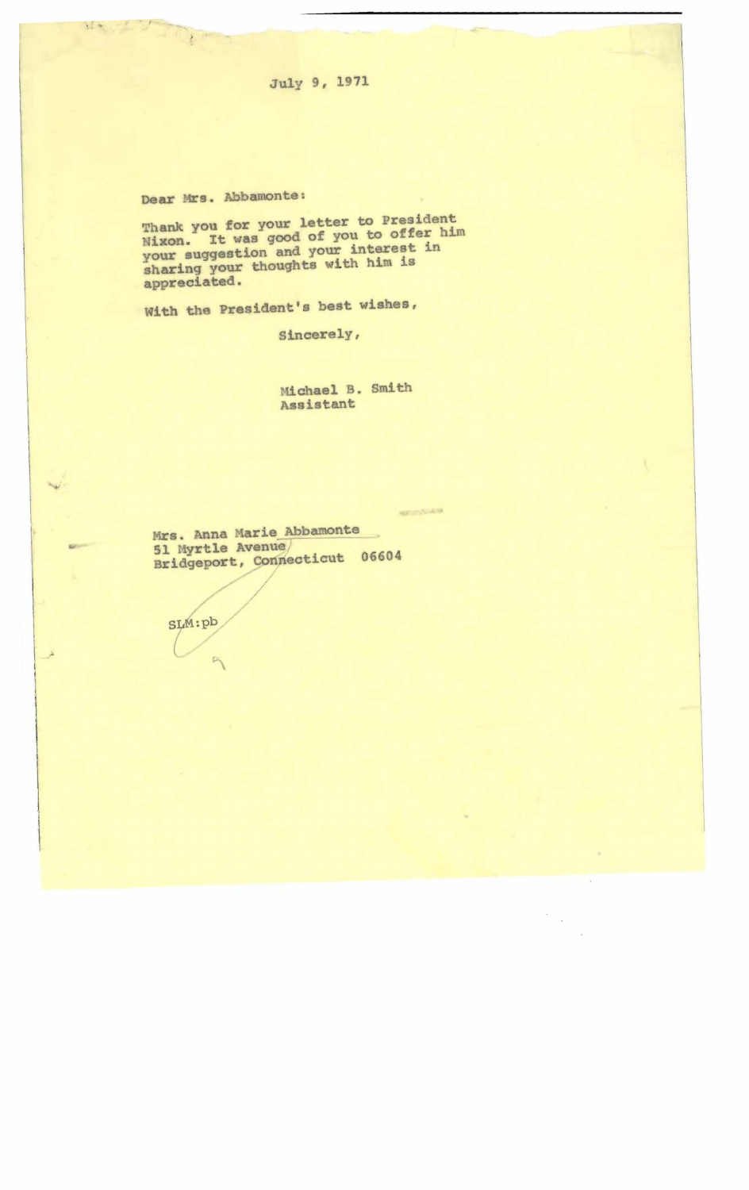July 9, 1971

Dear Mrs. Abbamonte:

Thank you for your letter to President Nixon. It was good of you to offer him your suggestion and your interest in sharing your thoughts with him is appreciated.

With the President's best wishes,

Sincerely,

Michael B. Smith
Assistant

Mrs. Anna Marie Abbamonte
51 Myrtle Avenue
Bridgeport, Connecticut 06604

SLM:pb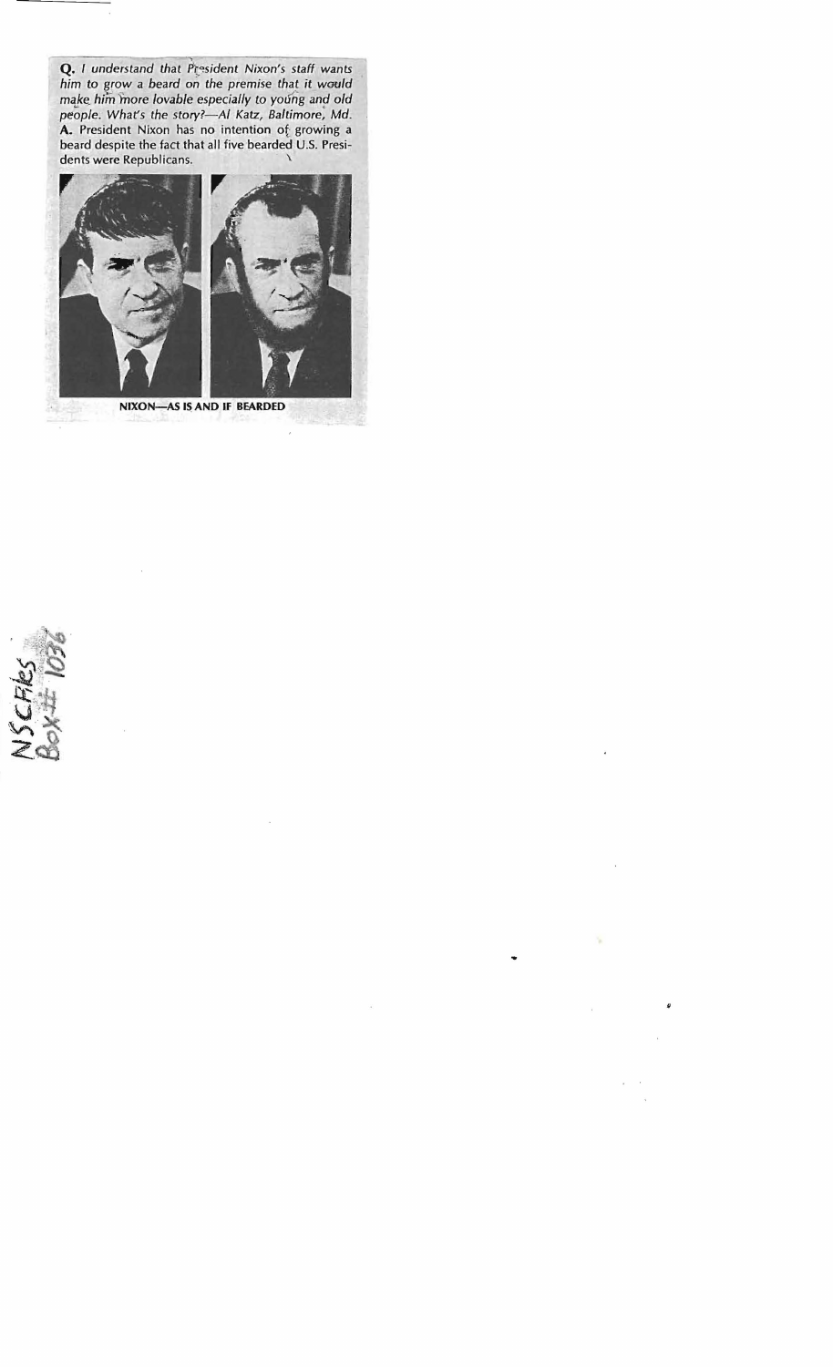**Q.** *I understand that President Nixon's staff wants him to grow a beard on the premise that it would make him more lovable especially to young and old people. What's the story?—Al Katz, Baltimore, Md.*

**A.** President Nixon has no intention of growing a beard despite the fact that all five bearded U.S. Presidents were Republicans.

**NIXON—AS IS AND IF BEARDED**

NSC Files
Box # 1036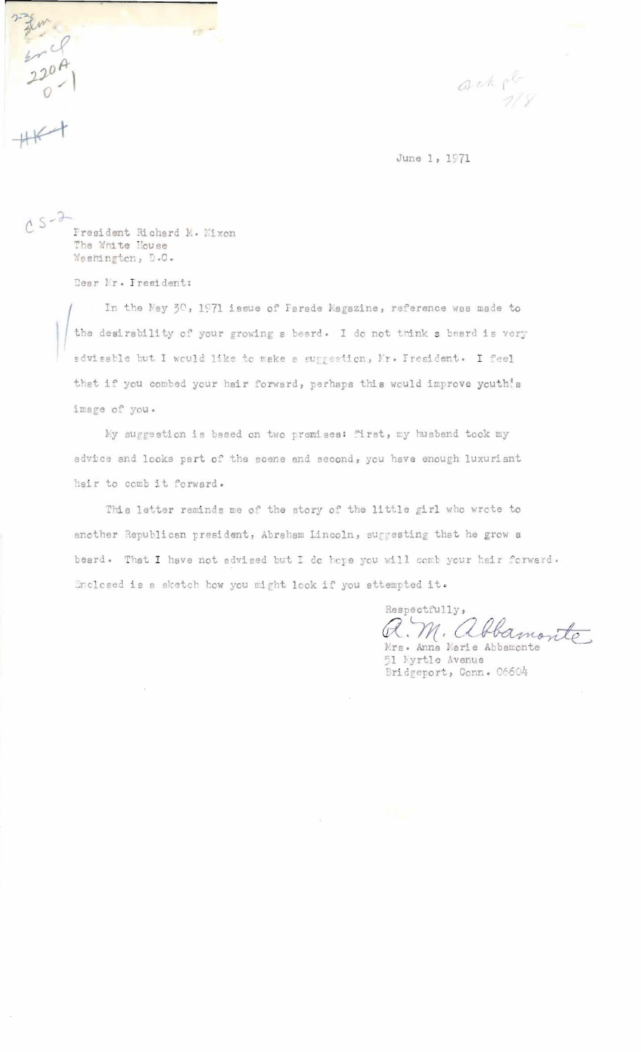June 1, 1971

President Richard M. Nixon
The White House
Washington, D.C.

Dear Mr. President:

In the May 30, 1971 issue of Parade Magazine, reference was made to the desirability of your growing a beard. I do not think a beard is very advisable but I would like to make a suggestion, Mr. President. I feel that if you combed your hair forward, perhaps this would improve youth's image of you.

My suggestion is based on two premises: first, my husband took my advice and looks part of the scene and second, you have enough luxuriant hair to comb it forward.

This letter reminds me of the story of the little girl who wrote to another Republican president, Abraham Lincoln, suggesting that he grow a beard. That I have not advised but I do hope you will comb your hair forward. Enclosed is a sketch how you might look if you attempted it.

Respectfully,

A. M. Abbamonte

Mrs. Anne Marie Abbamonte
51 Myrtle Avenue
Bridgeport, Conn. 06604